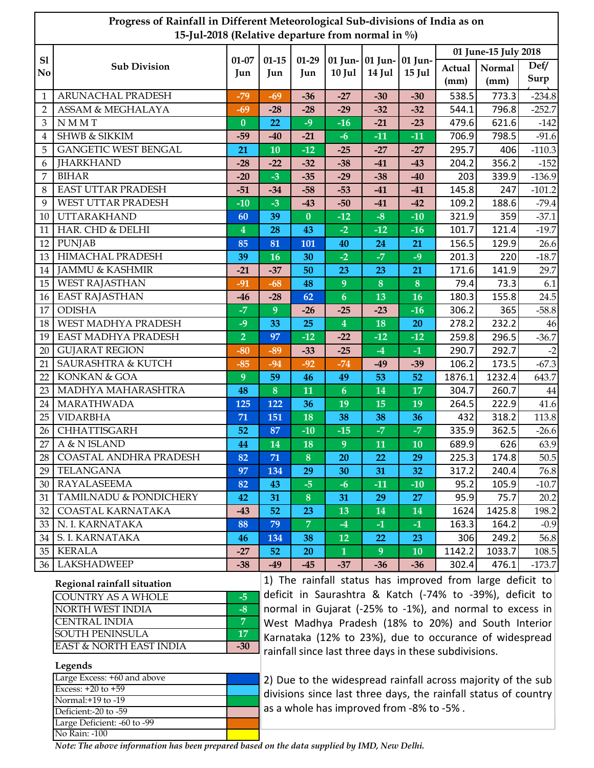**Progress of Rainfall in Different Meteorological Sub-divisions of India as on 15-Jul-2018 (Relative departure from normal in %)**

| Sl No | Sub Division | 01-07 Jun | 01-15 Jun | 01-29 Jun | 01 Jun-10 Jul | 01 Jun-14 Jul | 01 Jun-15 Jul | 01 June-15 July 2018 | | |
|---|---|---|---|---|---|---|---|---|---|---|
| | | | | | | | | Actual (mm) | Normal (mm) | Def/ Surp |
| 1 | ARUNACHAL PRADESH | -79 | -69 | -36 | -27 | -30 | -30 | 538.5 | 773.3 | -234.8 |
| 2 | ASSAM & MEGHALAYA | -69 | -28 | -28 | -29 | -32 | -32 | 544.1 | 796.8 | -252.7 |
| 3 | N M M T | 0 | 22 | -9 | -16 | -21 | -23 | 479.6 | 621.6 | -142 |
| 4 | SHWB & SIKKIM | -59 | -40 | -21 | -6 | -11 | -11 | 706.9 | 798.5 | -91.6 |
| 5 | GANGETIC WEST BENGAL | 21 | 10 | -12 | -25 | -27 | -27 | 295.7 | 406 | -110.3 |
| 6 | JHARKHAND | -28 | -22 | -32 | -38 | -41 | -43 | 204.2 | 356.2 | -152 |
| 7 | BIHAR | -20 | -3 | -35 | -29 | -38 | -40 | 203 | 339.9 | -136.9 |
| 8 | EAST UTTAR PRADESH | -51 | -34 | -58 | -53 | -41 | -41 | 145.8 | 247 | -101.2 |
| 9 | WEST UTTAR PRADESH | -10 | -3 | -43 | -50 | -41 | -42 | 109.2 | 188.6 | -79.4 |
| 10 | UTTARAKHAND | 60 | 39 | 0 | -12 | -8 | -10 | 321.9 | 359 | -37.1 |
| 11 | HAR. CHD & DELHI | 4 | 28 | 43 | -2 | -12 | -16 | 101.7 | 121.4 | -19.7 |
| 12 | PUNJAB | 85 | 81 | 101 | 40 | 24 | 21 | 156.5 | 129.9 | 26.6 |
| 13 | HIMACHAL PRADESH | 39 | 16 | 30 | -2 | -7 | -9 | 201.3 | 220 | -18.7 |
| 14 | JAMMU & KASHMIR | -21 | -37 | 50 | 23 | 23 | 21 | 171.6 | 141.9 | 29.7 |
| 15 | WEST RAJASTHAN | -91 | -68 | 48 | 9 | 8 | 8 | 79.4 | 73.3 | 6.1 |
| 16 | EAST RAJASTHAN | -46 | -28 | 62 | 6 | 13 | 16 | 180.3 | 155.8 | 24.5 |
| 17 | ODISHA | -7 | 9 | -26 | -25 | -23 | -16 | 306.2 | 365 | -58.8 |
| 18 | WEST MADHYA PRADESH | -9 | 33 | 25 | 4 | 18 | 20 | 278.2 | 232.2 | 46 |
| 19 | EAST MADHYA PRADESH | 2 | 97 | -12 | -22 | -12 | -12 | 259.8 | 296.5 | -36.7 |
| 20 | GUJARAT REGION | -80 | -89 | -33 | -25 | -4 | -1 | 290.7 | 292.7 | -2 |
| 21 | SAURASHTRA & KUTCH | -85 | -94 | -92 | -74 | -49 | -39 | 106.2 | 173.5 | -67.3 |
| 22 | KONKAN & GOA | 9 | 59 | 46 | 49 | 53 | 52 | 1876.1 | 1232.4 | 643.7 |
| 23 | MADHYA MAHARASHTRA | 48 | 8 | 11 | 6 | 14 | 17 | 304.7 | 260.7 | 44 |
| 24 | MARATHWADA | 125 | 122 | 36 | 19 | 15 | 19 | 264.5 | 222.9 | 41.6 |
| 25 | VIDARBHA | 71 | 151 | 18 | 38 | 38 | 36 | 432 | 318.2 | 113.8 |
| 26 | CHHATTISGARH | 52 | 87 | -10 | -15 | -7 | -7 | 335.9 | 362.5 | -26.6 |
| 27 | A & N ISLAND | 44 | 14 | 18 | 9 | 11 | 10 | 689.9 | 626 | 63.9 |
| 28 | COASTAL ANDHRA PRADESH | 82 | 71 | 8 | 20 | 22 | 29 | 225.3 | 174.8 | 50.5 |
| 29 | TELANGANA | 97 | 134 | 29 | 30 | 31 | 32 | 317.2 | 240.4 | 76.8 |
| 30 | RAYALASEEMA | 82 | 43 | -5 | -6 | -11 | -10 | 95.2 | 105.9 | -10.7 |
| 31 | TAMILNADU & PONDICHERY | 42 | 31 | 8 | 31 | 29 | 27 | 95.9 | 75.7 | 20.2 |
| 32 | COASTAL KARNATAKA | -43 | 52 | 23 | 13 | 14 | 14 | 1624 | 1425.8 | 198.2 |
| 33 | N. I. KARNATAKA | 88 | 79 | 7 | -4 | -1 | -1 | 163.3 | 164.2 | -0.9 |
| 34 | S. I. KARNATAKA | 46 | 134 | 38 | 12 | 22 | 23 | 306 | 249.2 | 56.8 |
| 35 | KERALA | -27 | 52 | 20 | 1 | 9 | 10 | 1142.2 | 1033.7 | 108.5 |
| 36 | LAKSHADWEEP | -38 | -49 | -45 | -37 | -36 | -36 | 302.4 | 476.1 | -173.7 |

**Regional rainfall situation**

| Region | |
|---|---|
| COUNTRY AS A WHOLE | -5 |
| NORTH WEST INDIA | -8 |
| CENTRAL INDIA | 7 |
| SOUTH PENINSULA | 17 |
| EAST & NORTH EAST INDIA | -30 |

**Legends**

- Large Excess: +60 and above
- Excess: +20 to +59
- Normal: +19 to -19
- Deficient: -20 to -59
- Large Deficient: -60 to -99
- No Rain: -100

1) The rainfall status has improved from large deficit to deficit in Saurashtra & Katch (-74% to -39%), deficit to normal in Gujarat (-25% to -1%), and normal to excess in West Madhya Pradesh (18% to 20%) and South Interior Karnataka (12% to 23%), due to occurance of widespread rainfall since last three days in these subdivisions.

2) Due to the widespread rainfall across majority of the sub divisions since last three days, the rainfall status of country as a whole has improved from -8% to -5% .

*Note: The above information has been prepared based on the data supplied by IMD, New Delhi.*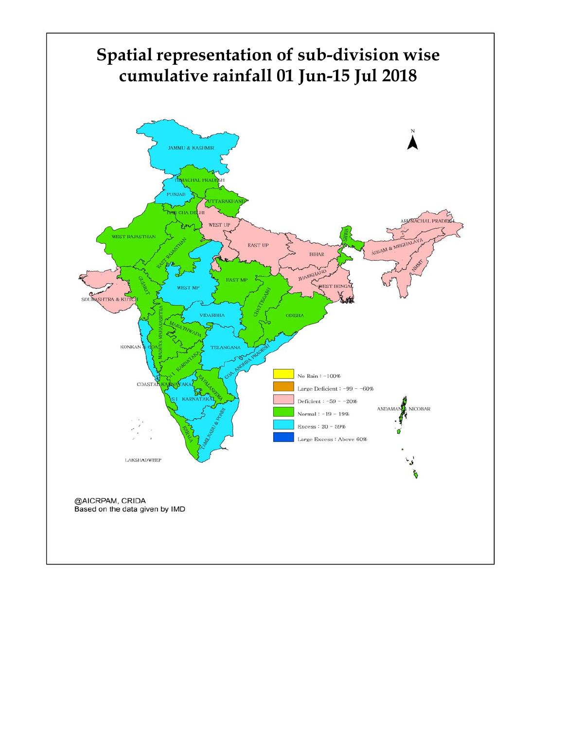# Spatial representation of sub-division wise cumulative rainfall 01 Jun-15 Jul 2018

JAMMU & KASHMIR
HIMACHAL PRADESH
PUNJAB
UTTARAKHAND
HAR CHA DELHI
WEST UP
ARUNACHAL PRADESH
WEST RAJASTHAN
EAST RAJASTHAN
EAST UP
SHWB
ASSAM & MEGHALAYA
BIHAR
NMMT
JHARKHAND
GUJARAT
EAST MP
WEST MP
WEST BENGAL
SOURASHTRA & KUTCH
CHATTISGARH
VIDARBHA
ODISHA
MADHYA MAHARASHTRA
MARATHWADA
KONKAN & GOA
TELANGANA
N I KARNATAKA
COA. ANDHRA PRADESH
COASTAL KARNATAKA
RAYALASEEMA
S I KARNATAKA
ANDAMAN & NICOBAR
KERALA
TAMILNADU & PONDI
LAKSHADWEEP

N

No Rain : -100%
Large Deficient : -99 - -60%
Deficient : -59 - -20%
Normal : -19 - 19%
Excess : 20 - 59%
Large Excess : Above 60%

@AICRPAM, CRIDA
Based on the data given by IMD